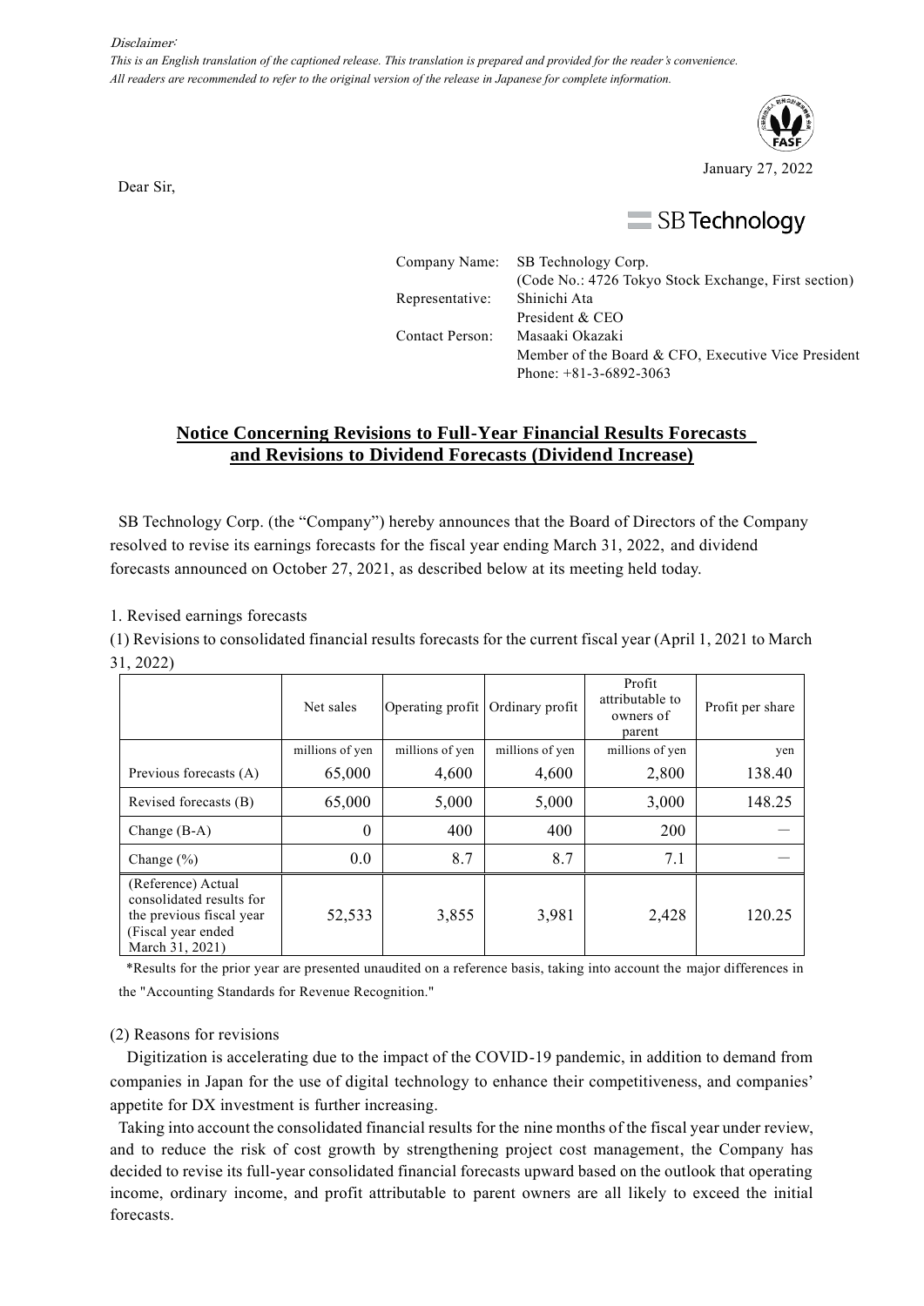*Disclaimer:*

*This is an English translation of the captioned release. This translation is prepared and provided for the reader's convenience.*
*All readers are recommended to refer to the original version of the release in Japanese for complete information.*

January 27, 2022

Dear Sir,

SB Technology

Company Name: SB Technology Corp.
(Code No.: 4726 Tokyo Stock Exchange, First section)
Representative: Shinichi Ata
President & CEO
Contact Person: Masaaki Okazaki
Member of the Board & CFO, Executive Vice President
Phone: +81-3-6892-3063

## Notice Concerning Revisions to Full-Year Financial Results Forecasts and Revisions to Dividend Forecasts (Dividend Increase)

SB Technology Corp. (the "Company") hereby announces that the Board of Directors of the Company resolved to revise its earnings forecasts for the fiscal year ending March 31, 2022, and dividend forecasts announced on October 27, 2021, as described below at its meeting held today.

1. Revised earnings forecasts

(1) Revisions to consolidated financial results forecasts for the current fiscal year (April 1, 2021 to March 31, 2022)

| | Net sales | Operating profit | Ordinary profit | Profit attributable to owners of parent | Profit per share |
|---|---|---|---|---|---|
| | millions of yen | millions of yen | millions of yen | millions of yen | yen |
| Previous forecasts (A) | 65,000 | 4,600 | 4,600 | 2,800 | 138.40 |
| Revised forecasts (B) | 65,000 | 5,000 | 5,000 | 3,000 | 148.25 |
| Change (B-A) | 0 | 400 | 400 | 200 | ― |
| Change (%) | 0.0 | 8.7 | 8.7 | 7.1 | ― |
| (Reference) Actual consolidated results for the previous fiscal year (Fiscal year ended March 31, 2021) | 52,533 | 3,855 | 3,981 | 2,428 | 120.25 |

*Results for the prior year are presented unaudited on a reference basis, taking into account the major differences in the "Accounting Standards for Revenue Recognition."

(2) Reasons for revisions

Digitization is accelerating due to the impact of the COVID-19 pandemic, in addition to demand from companies in Japan for the use of digital technology to enhance their competitiveness, and companies' appetite for DX investment is further increasing.

Taking into account the consolidated financial results for the nine months of the fiscal year under review, and to reduce the risk of cost growth by strengthening project cost management, the Company has decided to revise its full-year consolidated financial forecasts upward based on the outlook that operating income, ordinary income, and profit attributable to parent owners are all likely to exceed the initial forecasts.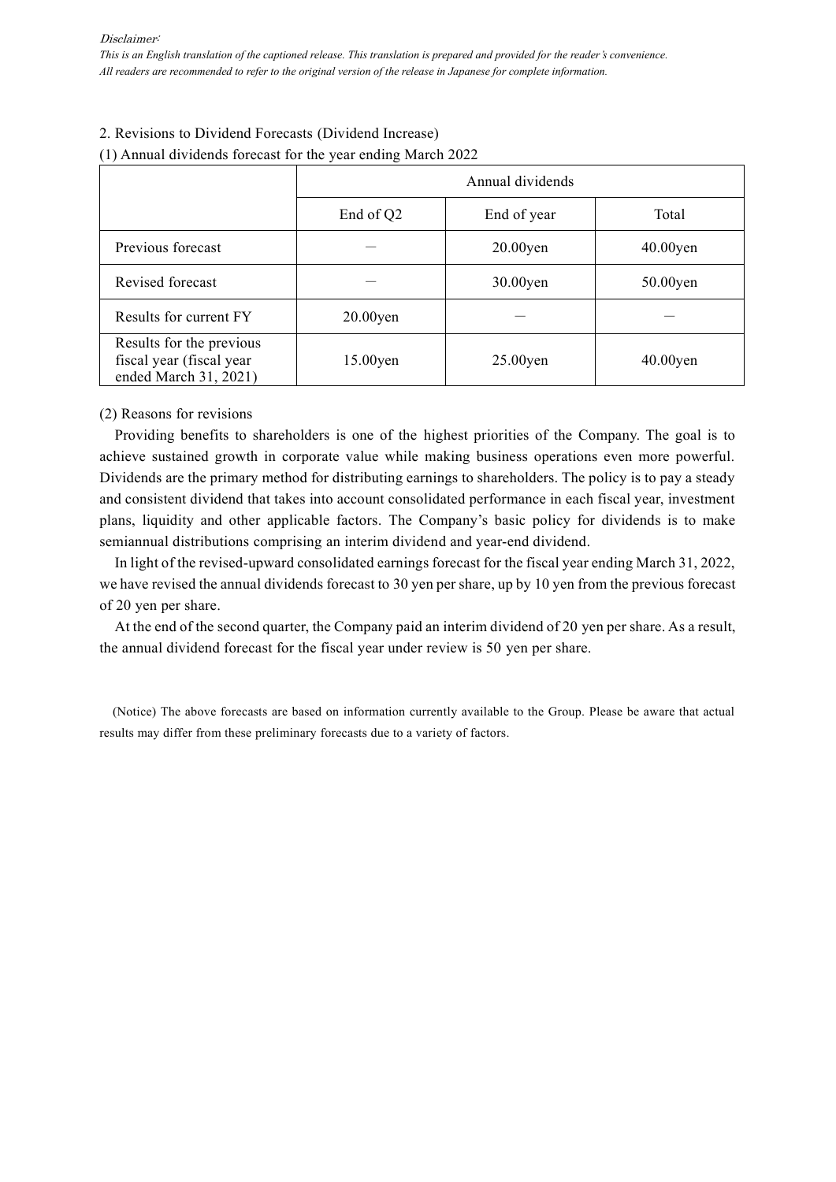*Disclaimer:*
*This is an English translation of the captioned release. This translation is prepared and provided for the reader's convenience.*
*All readers are recommended to refer to the original version of the release in Japanese for complete information.*

## 2. Revisions to Dividend Forecasts (Dividend Increase)

### (1) Annual dividends forecast for the year ending March 2022

| | Annual dividends | | |
|---|---|---|---|
| | End of Q2 | End of year | Total |
| Previous forecast | — | 20.00yen | 40.00yen |
| Revised forecast | — | 30.00yen | 50.00yen |
| Results for current FY | 20.00yen | — | — |
| Results for the previous fiscal year (fiscal year ended March 31, 2021) | 15.00yen | 25.00yen | 40.00yen |

### (2) Reasons for revisions

Providing benefits to shareholders is one of the highest priorities of the Company. The goal is to achieve sustained growth in corporate value while making business operations even more powerful. Dividends are the primary method for distributing earnings to shareholders. The policy is to pay a steady and consistent dividend that takes into account consolidated performance in each fiscal year, investment plans, liquidity and other applicable factors. The Company's basic policy for dividends is to make semiannual distributions comprising an interim dividend and year-end dividend.

In light of the revised-upward consolidated earnings forecast for the fiscal year ending March 31, 2022, we have revised the annual dividends forecast to 30 yen per share, up by 10 yen from the previous forecast of 20 yen per share.

At the end of the second quarter, the Company paid an interim dividend of 20 yen per share. As a result, the annual dividend forecast for the fiscal year under review is 50 yen per share.

(Notice) The above forecasts are based on information currently available to the Group. Please be aware that actual results may differ from these preliminary forecasts due to a variety of factors.